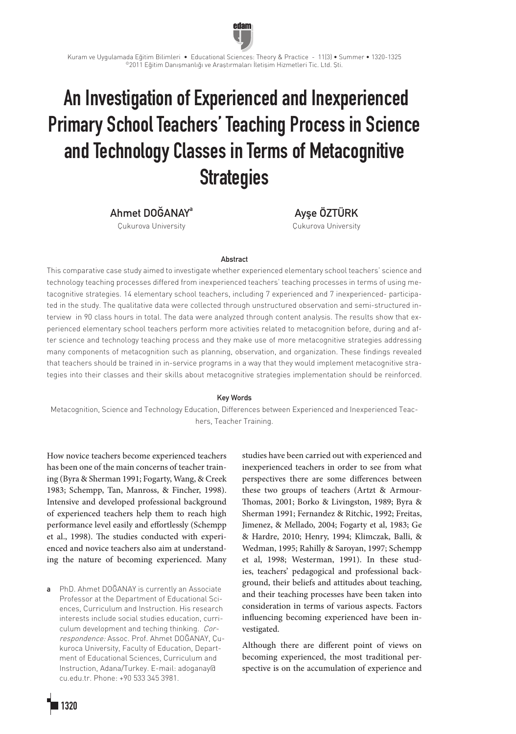# An Investigation of Experienced and Inexperienced Primary School Teachers' Teaching Process in Science and Technology Classes in Terms of Metacognitive Strategies

**Ahmet DOĞANAY**[a]
Çukurova University

**Ayşe ÖZTÜRK**
Çukurova University

### Abstract

This comparative case study aimed to investigate whether experienced elementary school teachers' science and technology teaching processes differed from inexperienced teachers' teaching processes in terms of using metacognitive strategies. 14 elementary school teachers, including 7 experienced and 7 inexperienced- participated in the study. The qualitative data were collected through unstructured observation and semi-structured interview in 90 class hours in total. The data were analyzed through content analysis. The results show that experienced elementary school teachers perform more activities related to metacognition before, during and after science and technology teaching process and they make use of more metacognitive strategies addressing many components of metacognition such as planning, observation, and organization. These findings revealed that teachers should be trained in in-service programs in a way that they would implement metacognitive strategies into their classes and their skills about metacognitive strategies implementation should be reinforced.

### Key Words

Metacognition, Science and Technology Education, Differences between Experienced and Inexperienced Teachers, Teacher Training.

How novice teachers become experienced teachers has been one of the main concerns of teacher training (Byra & Sherman 1991; Fogarty, Wang, & Creek 1983; Schempp, Tan, Manross, & Fincher, 1998). Intensive and developed professional background of experienced teachers help them to reach high performance level easily and effortlessly (Schempp et al., 1998). The studies conducted with experienced and novice teachers also aim at understanding the nature of becoming experienced. Many studies have been carried out with experienced and inexperienced teachers in order to see from what perspectives there are some differences between these two groups of teachers (Artzt & Armour-Thomas, 2001; Borko & Livingston, 1989; Byra & Sherman 1991; Fernandez & Ritchic, 1992; Freitas, Jimenez, & Mellado, 2004; Fogarty et al, 1983; Ge & Hardre, 2010; Henry, 1994; Klimczak, Balli, & Wedman, 1995; Rahilly & Saroyan, 1997; Schempp et al, 1998; Westerman, 1991). In these studies, teachers' pedagogical and professional background, their beliefs and attitudes about teaching, and their teaching processes have been taken into consideration in terms of various aspects. Factors influencing becoming experienced have been investigated.

Although there are different point of views on becoming experienced, the most traditional perspective is on the accumulation of experience and

[a] PhD. Ahmet DOĞANAY is currently an Associate Professor at the Department of Educational Sciences, Curriculum and Instruction. His research interests include social studies education, curriculum development and teching thinking. *Correspondence:* Assoc. Prof. Ahmet DOĞANAY, Çukuroca University, Faculty of Education, Department of Educational Sciences, Curriculum and Instruction, Adana/Turkey. E-mail: adoganay@cu.edu.tr. Phone: +90 533 345 3981.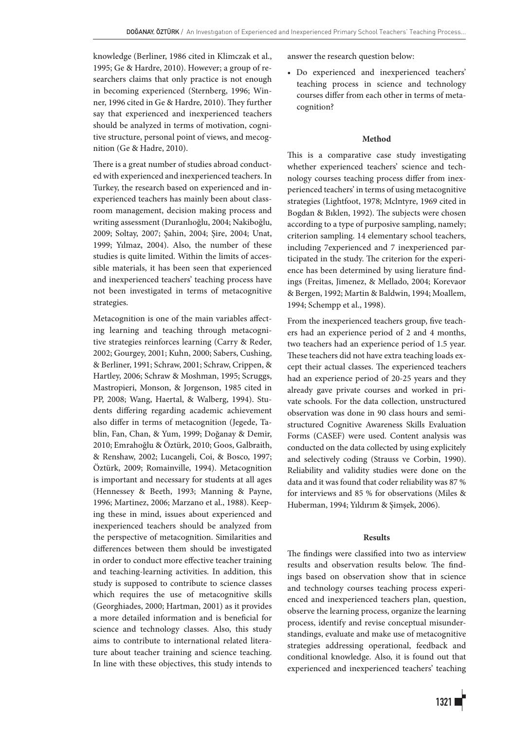knowledge (Berliner, 1986 cited in Klimczak et al., 1995; Ge & Hardre, 2010). However; a group of researchers claims that only practice is not enough in becoming experienced (Sternberg, 1996; Winner, 1996 cited in Ge & Hardre, 2010). They further say that experienced and inexperienced teachers should be analyzed in terms of motivation, cognitive structure, personal point of views, and mecognition (Ge & Hadre, 2010).

There is a great number of studies abroad conducted with experienced and inexperienced teachers. In Turkey, the research based on experienced and inexperienced teachers has mainly been about classroom management, decision making process and writing assessment (Duranlıoğlu, 2004; Nakiboğlu, 2009; Soltay, 2007; Şahin, 2004; Şire, 2004; Unat, 1999; Yılmaz, 2004). Also, the number of these studies is quite limited. Within the limits of accessible materials, it has been seen that experienced and inexperienced teachers' teaching process have not been investigated in terms of metacognitive strategies.

Metacognition is one of the main variables affecting learning and teaching through metacognitive strategies reinforces learning (Carry & Reder, 2002; Gourgey, 2001; Kuhn, 2000; Sabers, Cushing, & Berliner, 1991; Schraw, 2001; Schraw, Crippen, & Hartley, 2006; Schraw & Moshman, 1995; Scruggs, Mastropieri, Monson, & Jorgenson, 1985 cited in PP, 2008; Wang, Haertal, & Walberg, 1994). Students differing regarding academic achievement also differ in terms of metacognition (Jegede, Tablin, Fan, Chan, & Yum, 1999; Doğanay & Demir, 2010; Emrahoğlu & Öztürk, 2010; Goos, Galbraith, & Renshaw, 2002; Lucangeli, Coi, & Bosco, 1997; Öztürk, 2009; Romainville, 1994). Metacognition is important and necessary for students at all ages (Hennessey & Beeth, 1993; Manning & Payne, 1996; Martinez, 2006; Marzano et al., 1988). Keeping these in mind, issues about experienced and inexperienced teachers should be analyzed from the perspective of metacognition. Similarities and differences between them should be investigated in order to conduct more effective teacher training and teaching-learning activities. In addition, this study is supposed to contribute to science classes which requires the use of metacognitive skills (Georghiades, 2000; Hartman, 2001) as it provides a more detailed information and is beneficial for science and technology classes. Also, this study aims to contribute to international related literature about teacher training and science teaching. In line with these objectives, this study intends to answer the research question below:

- Do experienced and inexperienced teachers' teaching process in science and technology courses differ from each other in terms of metacognition?

## Method

This is a comparative case study investigating whether experienced teachers' science and technology courses teaching process differ from inexperienced teachers' in terms of using metacognitive strategies (Lightfoot, 1978; Mclntyre, 1969 cited in Bogdan & Bıklen, 1992). The subjects were chosen according to a type of purposive sampling, namely; criterion sampling. 14 elementary school teachers, including 7experienced and 7 inexperienced participated in the study. The criterion for the experience has been determined by using lierature findings (Freitas, Jimenez, & Mellado, 2004; Korevaor & Bergen, 1992; Martin & Baldwin, 1994; Moallem, 1994; Schempp et al., 1998).

From the inexperienced teachers group, five teachers had an experience period of 2 and 4 months, two teachers had an experience period of 1.5 year. These teachers did not have extra teaching loads except their actual classes. The experienced teachers had an experience period of 20-25 years and they already gave private courses and worked in private schools. For the data collection, unstructured observation was done in 90 class hours and semi-structured Cognitive Awareness Skills Evaluation Forms (CASEF) were used. Content analysis was conducted on the data collected by using explicitely and selectively coding (Strauss ve Corbin, 1990). Reliability and validity studies were done on the data and it was found that coder reliability was 87 % for interviews and 85 % for observations (Miles & Huberman, 1994; Yıldırım & Şimşek, 2006).

## Results

The findings were classified into two as interview results and observation results below. The findings based on observation show that in science and technology courses teaching process experienced and inexperienced teachers plan, question, observe the learning process, organize the learning process, identify and revise conceptual misunderstandings, evaluate and make use of metacognitive strategies addressing operational, feedback and conditional knowledge. Also, it is found out that experienced and inexperienced teachers' teaching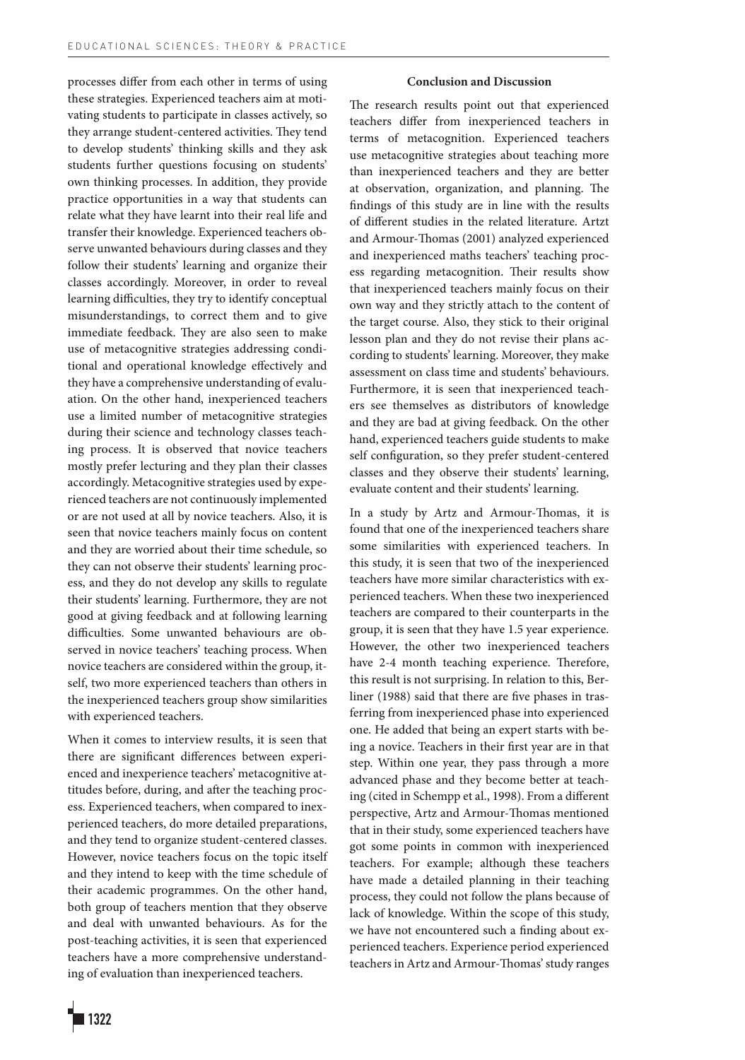processes differ from each other in terms of using these strategies. Experienced teachers aim at motivating students to participate in classes actively, so they arrange student-centered activities. They tend to develop students' thinking skills and they ask students further questions focusing on students' own thinking processes. In addition, they provide practice opportunities in a way that students can relate what they have learnt into their real life and transfer their knowledge. Experienced teachers observe unwanted behaviours during classes and they follow their students' learning and organize their classes accordingly. Moreover, in order to reveal learning difficulties, they try to identify conceptual misunderstandings, to correct them and to give immediate feedback. They are also seen to make use of metacognitive strategies addressing conditional and operational knowledge effectively and they have a comprehensive understanding of evaluation. On the other hand, inexperienced teachers use a limited number of metacognitive strategies during their science and technology classes teaching process. It is observed that novice teachers mostly prefer lecturing and they plan their classes accordingly. Metacognitive strategies used by experienced teachers are not continuously implemented or are not used at all by novice teachers. Also, it is seen that novice teachers mainly focus on content and they are worried about their time schedule, so they can not observe their students' learning process, and they do not develop any skills to regulate their students' learning. Furthermore, they are not good at giving feedback and at following learning difficulties. Some unwanted behaviours are observed in novice teachers' teaching process. When novice teachers are considered within the group, itself, two more experienced teachers than others in the inexperienced teachers group show similarities with experienced teachers.

When it comes to interview results, it is seen that there are significant differences between experienced and inexperience teachers' metacognitive attitudes before, during, and after the teaching process. Experienced teachers, when compared to inexperienced teachers, do more detailed preparations, and they tend to organize student-centered classes. However, novice teachers focus on the topic itself and they intend to keep with the time schedule of their academic programmes. On the other hand, both group of teachers mention that they observe and deal with unwanted behaviours. As for the post-teaching activities, it is seen that experienced teachers have a more comprehensive understanding of evaluation than inexperienced teachers.

## Conclusion and Discussion

The research results point out that experienced teachers differ from inexperienced teachers in terms of metacognition. Experienced teachers use metacognitive strategies about teaching more than inexperienced teachers and they are better at observation, organization, and planning. The findings of this study are in line with the results of different studies in the related literature. Artzt and Armour-Thomas (2001) analyzed experienced and inexperienced maths teachers' teaching process regarding metacognition. Their results show that inexperienced teachers mainly focus on their own way and they strictly attach to the content of the target course. Also, they stick to their original lesson plan and they do not revise their plans according to students' learning. Moreover, they make assessment on class time and students' behaviours. Furthermore, it is seen that inexperienced teachers see themselves as distributors of knowledge and they are bad at giving feedback. On the other hand, experienced teachers guide students to make self configuration, so they prefer student-centered classes and they observe their students' learning, evaluate content and their students' learning.

In a study by Artz and Armour-Thomas, it is found that one of the inexperienced teachers share some similarities with experienced teachers. In this study, it is seen that two of the inexperienced teachers have more similar characteristics with experienced teachers. When these two inexperienced teachers are compared to their counterparts in the group, it is seen that they have 1.5 year experience. However, the other two inexperienced teachers have 2-4 month teaching experience. Therefore, this result is not surprising. In relation to this, Berliner (1988) said that there are five phases in trasferring from inexperienced phase into experienced one. He added that being an expert starts with being a novice. Teachers in their first year are in that step. Within one year, they pass through a more advanced phase and they become better at teaching (cited in Schempp et al., 1998). From a different perspective, Artz and Armour-Thomas mentioned that in their study, some experienced teachers have got some points in common with inexperienced teachers. For example; although these teachers have made a detailed planning in their teaching process, they could not follow the plans because of lack of knowledge. Within the scope of this study, we have not encountered such a finding about experienced teachers. Experience period experienced teachers in Artz and Armour-Thomas' study ranges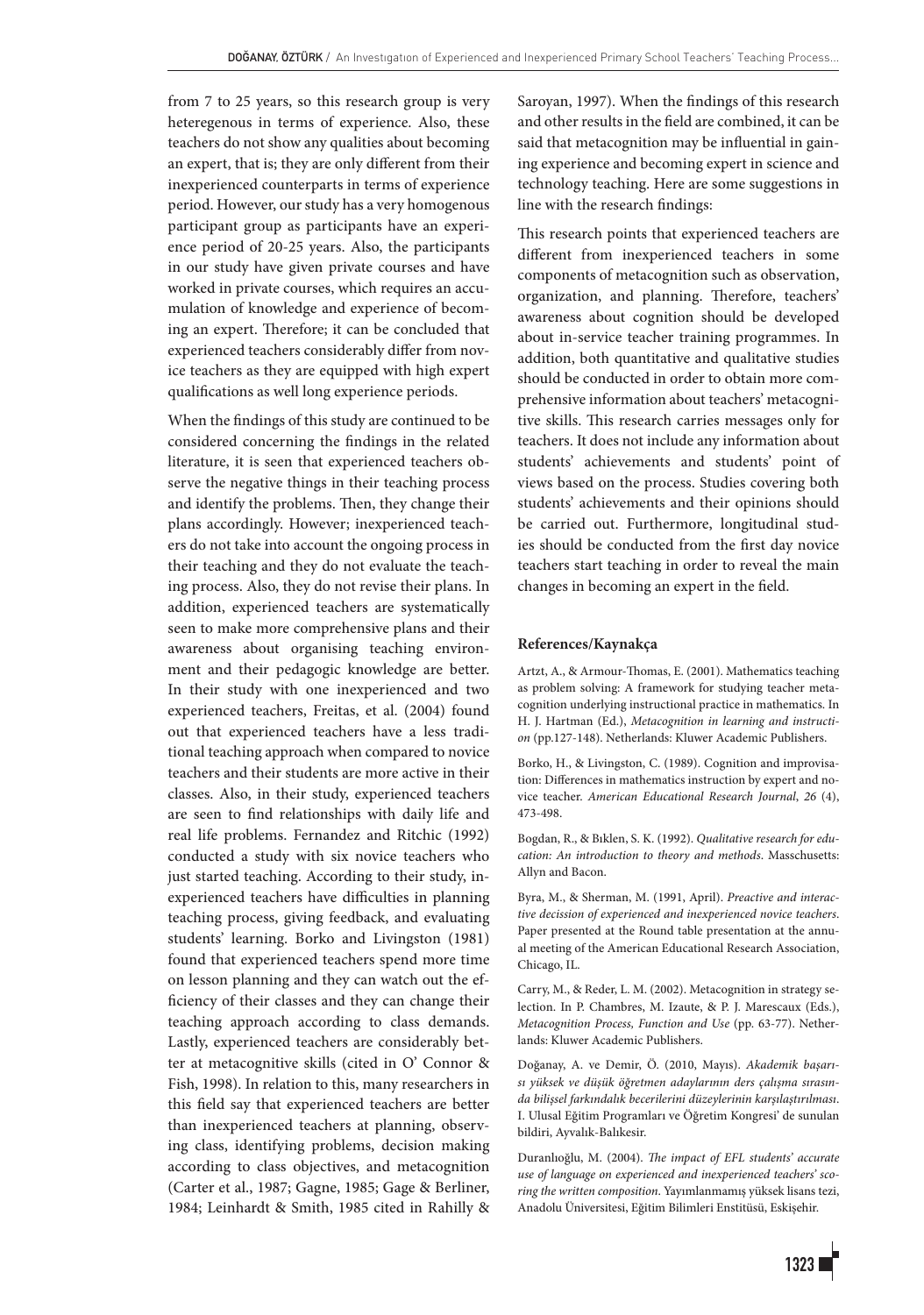from 7 to 25 years, so this research group is very heteregenous in terms of experience. Also, these teachers do not show any qualities about becoming an expert, that is; they are only different from their inexperienced counterparts in terms of experience period. However, our study has a very homogenous participant group as participants have an experience period of 20-25 years. Also, the participants in our study have given private courses and have worked in private courses, which requires an accumulation of knowledge and experience of becoming an expert. Therefore; it can be concluded that experienced teachers considerably differ from novice teachers as they are equipped with high expert qualifications as well long experience periods.

When the findings of this study are continued to be considered concerning the findings in the related literature, it is seen that experienced teachers observe the negative things in their teaching process and identify the problems. Then, they change their plans accordingly. However; inexperienced teachers do not take into account the ongoing process in their teaching and they do not evaluate the teaching process. Also, they do not revise their plans. In addition, experienced teachers are systematically seen to make more comprehensive plans and their awareness about organising teaching environment and their pedagogic knowledge are better. In their study with one inexperienced and two experienced teachers, Freitas, et al. (2004) found out that experienced teachers have a less traditional teaching approach when compared to novice teachers and their students are more active in their classes. Also, in their study, experienced teachers are seen to find relationships with daily life and real life problems. Fernandez and Ritchic (1992) conducted a study with six novice teachers who just started teaching. According to their study, inexperienced teachers have difficulties in planning teaching process, giving feedback, and evaluating students' learning. Borko and Livingston (1981) found that experienced teachers spend more time on lesson planning and they can watch out the efficiency of their classes and they can change their teaching approach according to class demands. Lastly, experienced teachers are considerably better at metacognitive skills (cited in O' Connor & Fish, 1998). In relation to this, many researchers in this field say that experienced teachers are better than inexperienced teachers at planning, observing class, identifying problems, decision making according to class objectives, and metacognition (Carter et al., 1987; Gagne, 1985; Gage & Berliner, 1984; Leinhardt & Smith, 1985 cited in Rahilly & Saroyan, 1997). When the findings of this research and other results in the field are combined, it can be said that metacognition may be influential in gaining experience and becoming expert in science and technology teaching. Here are some suggestions in line with the research findings:

This research points that experienced teachers are different from inexperienced teachers in some components of metacognition such as observation, organization, and planning. Therefore, teachers' awareness about cognition should be developed about in-service teacher training programmes. In addition, both quantitative and qualitative studies should be conducted in order to obtain more comprehensive information about teachers' metacognitive skills. This research carries messages only for teachers. It does not include any information about students' achievements and students' point of views based on the process. Studies covering both students' achievements and their opinions should be carried out. Furthermore, longitudinal studies should be conducted from the first day novice teachers start teaching in order to reveal the main changes in becoming an expert in the field.

### References/Kaynakça

Artzt, A., & Armour-Thomas, E. (2001). Mathematics teaching as problem solving: A framework for studying teacher metacognition underlying instructional practice in mathematics. In H. J. Hartman (Ed.), *Metacognition in learning and instruction* (pp.127-148). Netherlands: Kluwer Academic Publishers.

Borko, H., & Livingston, C. (1989). Cognition and improvisation: Differences in mathematics instruction by expert and novice teacher. *American Educational Research Journal*, *26* (4), 473-498.

Bogdan, R., & Bıklen, S. K. (1992). *Qualitative research for education: An introduction to theory and methods*. Masschusetts: Allyn and Bacon.

Byra, M., & Sherman, M. (1991, April). *Preactive and interactive decission of experienced and inexperienced novice teachers*. Paper presented at the Round table presentation at the annual meeting of the American Educational Research Association, Chicago, IL.

Carry, M., & Reder, L. M. (2002). Metacognition in strategy selection. In P. Chambres, M. Izaute, & P. J. Marescaux (Eds.), *Metacognition Process, Function and Use* (pp. 63-77). Netherlands: Kluwer Academic Publishers.

Doğanay, A. ve Demir, Ö. (2010, Mayıs). *Akademik başarısı yüksek ve düşük öğretmen adaylarının ders çalışma sırasında bilişsel farkındalık becerilerini düzeylerinin karşılaştırılması*. I. Ulusal Eğitim Programları ve Öğretim Kongresi' de sunulan bildiri, Ayvalık-Balıkesir.

Duranlıoğlu, M. (2004). *The impact of EFL students' accurate use of language on experienced and inexperienced teachers' scoring the written composition*. Yayımlanmamış yüksek lisans tezi, Anadolu Üniversitesi, Eğitim Bilimleri Enstitüsü, Eskişehir.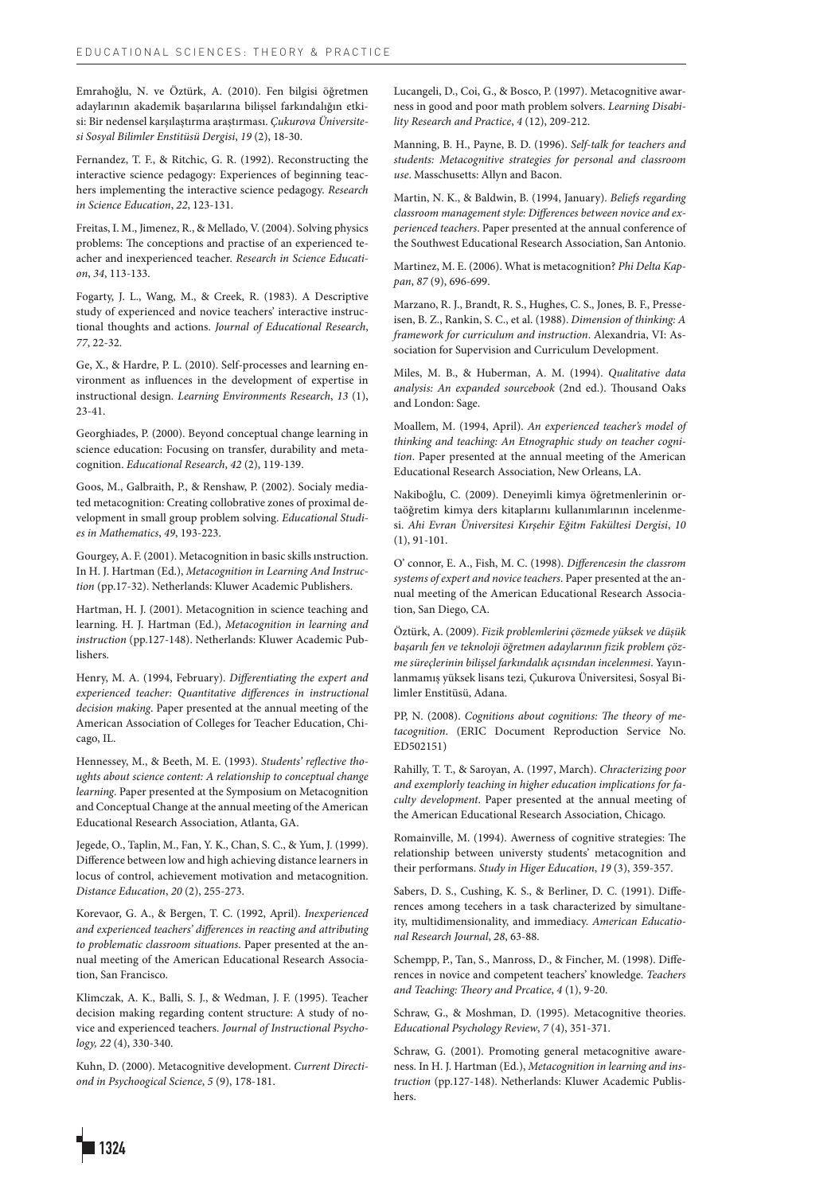Emrahoğlu, N. ve Öztürk, A. (2010). Fen bilgisi öğretmen adaylarının akademik başarılarına bilişsel farkındalığın etkisi: Bir nedensel karşılaştırma araştırması. *Çukurova Üniversitesi Sosyal Bilimler Enstitüsü Dergisi*, *19* (2), 18-30.

Fernandez, T. F., & Ritchic, G. R. (1992). Reconstructing the interactive science pedagogy: Experiences of beginning teachers implementing the interactive science pedagogy. *Research in Science Education*, *22*, 123-131.

Freitas, I. M., Jimenez, R., & Mellado, V. (2004). Solving physics problems: The conceptions and practise of an experienced teacher and inexperienced teacher. *Research in Science Education*, *34*, 113-133.

Fogarty, J. L., Wang, M., & Creek, R. (1983). A Descriptive study of experienced and novice teachers' interactive instructional thoughts and actions. *Journal of Educational Research*, *77*, 22-32.

Ge, X., & Hardre, P. L. (2010). Self-processes and learning environment as influences in the development of expertise in instructional design. *Learning Environments Research*, *13* (1), 23-41.

Georghiades, P. (2000). Beyond conceptual change learning in science education: Focusing on transfer, durability and metacognition. *Educational Research*, *42* (2), 119-139.

Goos, M., Galbraith, P., & Renshaw, P. (2002). Socialy mediated metacognition: Creating collobrative zones of proximal development in small group problem solving. *Educational Studies in Mathematics*, *49*, 193-223.

Gourgey, A. F. (2001). Metacognition in basic skills ınstruction. In H. J. Hartman (Ed.), *Metacognition in Learning And Instruction* (pp.17-32). Netherlands: Kluwer Academic Publishers.

Hartman, H. J. (2001). Metacognition in science teaching and learning. H. J. Hartman (Ed.), *Metacognition in learning and instruction* (pp.127-148). Netherlands: Kluwer Academic Publishers.

Henry, M. A. (1994, February). *Differentiating the expert and experienced teacher: Quantitative differences in instructional decision making*. Paper presented at the annual meeting of the American Association of Colleges for Teacher Education, Chicago, IL.

Hennessey, M., & Beeth, M. E. (1993). *Students' reflective thoughts about science content: A relationship to conceptual change learning*. Paper presented at the Symposium on Metacognition and Conceptual Change at the annual meeting of the American Educational Research Association, Atlanta, GA.

Jegede, O., Taplin, M., Fan, Y. K., Chan, S. C., & Yum, J. (1999). Difference between low and high achieving distance learners in locus of control, achievement motivation and metacognition. *Distance Education*, *20* (2), 255-273.

Korevaor, G. A., & Bergen, T. C. (1992, April). *Inexperienced and experienced teachers' differences in reacting and attributing to problematic classroom situations*. Paper presented at the annual meeting of the American Educational Research Association, San Francisco.

Klimczak, A. K., Balli, S. J., & Wedman, J. F. (1995). Teacher decision making regarding content structure: A study of novice and experienced teachers. *Journal of Instructional Psychology, 22* (4), 330-340.

Kuhn, D. (2000). Metacognitive development. *Current Directiond in Psychoogical Science*, *5* (9), 178-181.

Lucangeli, D., Coi, G., & Bosco, P. (1997). Metacognitive awarness in good and poor math problem solvers. *Learning Disability Research and Practice*, *4* (12), 209-212.

Manning, B. H., Payne, B. D. (1996). *Self-talk for teachers and students: Metacognitive strategies for personal and classroom use*. Masschusetts: Allyn and Bacon.

Martin, N. K., & Baldwin, B. (1994, January). *Beliefs regarding classroom management style: Differences between novice and experienced teachers*. Paper presented at the annual conference of the Southwest Educational Research Association, San Antonio.

Martinez, M. E. (2006). What is metacognition? *Phi Delta Kappan*, *87* (9), 696-699.

Marzano, R. J., Brandt, R. S., Hughes, C. S., Jones, B. F., Presseisen, B. Z., Rankin, S. C., et al. (1988). *Dimension of thinking: A framework for curriculum and instruction*. Alexandria, VI: Association for Supervision and Curriculum Development.

Miles, M. B., & Huberman, A. M. (1994). *Qualitative data analysis: An expanded sourcebook* (2nd ed.). Thousand Oaks and London: Sage.

Moallem, M. (1994, April). *An experienced teacher's model of thinking and teaching: An Etnographic study on teacher cognition*. Paper presented at the annual meeting of the American Educational Research Association, New Orleans, LA.

Nakiboğlu, C. (2009). Deneyimli kimya öğretmenlerinin ortaöğretim kimya ders kitaplarını kullanımlarının incelenmesi. *Ahi Evran Üniversitesi Kırşehir Eğitm Fakültesi Dergisi*, *10* (1), 91-101.

O' connor, E. A., Fish, M. C. (1998). *Differencesin the classrom systems of expert and novice teachers*. Paper presented at the annual meeting of the American Educational Research Association, San Diego, CA.

Öztürk, A. (2009). *Fizik problemlerini çözmede yüksek ve düşük başarılı fen ve teknoloji öğretmen adaylarının fizik problem çözme süreçlerinin bilişsel farkındalık açısından incelenmesi*. Yayınlanmamış yüksek lisans tezi, Çukurova Üniversitesi, Sosyal Bilimler Enstitüsü, Adana.

PP, N. (2008). *Cognitions about cognitions: The theory of metacognition*. (ERIC Document Reproduction Service No. ED502151)

Rahilly, T. T., & Saroyan, A. (1997, March). *Chracterizing poor and exemplorly teaching in higher education implications for faculty development*. Paper presented at the annual meeting of the American Educational Research Association, Chicago.

Romainville, M. (1994). Awerness of cognitive strategies: The relationship between universty students' metacognition and their performans. *Study in Higer Education*, *19* (3), 359-357.

Sabers, D. S., Cushing, K. S., & Berliner, D. C. (1991). Differences among tecehers in a task characterized by simultaneity, multidimensionality, and immediacy. *American Educational Research Journal*, *28*, 63-88.

Schempp, P., Tan, S., Manross, D., & Fincher, M. (1998). Differences in novice and competent teachers' knowledge. *Teachers and Teaching: Theory and Prcatice*, *4* (1), 9-20.

Schraw, G., & Moshman, D. (1995). Metacognitive theories. *Educational Psychology Review*, *7* (4), 351-371.

Schraw, G. (2001). Promoting general metacognitive awareness. In H. J. Hartman (Ed.), *Metacognition in learning and instruction* (pp.127-148). Netherlands: Kluwer Academic Publishers.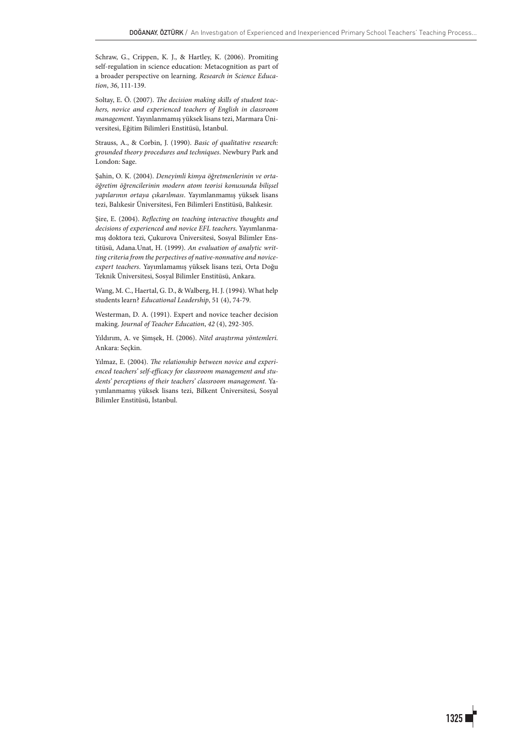Schraw, G., Crippen, K. J., & Hartley, K. (2006). Promiting self-regulation in science education: Metacognition as part of a broader perspective on learning. *Research in Science Education*, *36*, 111-139.

Soltay, E. Ö. (2007). *The decision making skills of student teachers, novice and experienced teachers of English in classroom management*. Yayınlanmamış yüksek lisans tezi, Marmara Üniversitesi, Eğitim Bilimleri Enstitüsü, İstanbul.

Strauss, A., & Corbin, J. (1990). *Basic of qualitative research: grounded theory procedures and techniques*. Newbury Park and London: Sage.

Şahin, O. K. (2004). *Deneyimli kimya öğretmenlerinin ve ortaöğretim öğrencilerinin modern atom teorisi konusunda bilişsel yapılarının ortaya çıkarılması*. Yayımlanmamış yüksek lisans tezi, Balıkesir Üniversitesi, Fen Bilimleri Enstitüsü, Balıkesir.

Şire, E. (2004). *Reflecting on teaching interactive thoughts and decisions of experienced and novice EFL teachers*. Yayımlanmamış doktora tezi, Çukurova Üniversitesi, Sosyal Bilimler Enstitüsü, Adana.Unat, H. (1999). *An evaluation of analytic writting criteria from the perpectives of native-nonnative and novice-expert teachers*. Yayımlamamış yüksek lisans tezi, Orta Doğu Teknik Üniversitesi, Sosyal Bilimler Enstitüsü, Ankara.

Wang, M. C., Haertal, G. D., & Walberg, H. J. (1994). What help students learn? *Educational Leadership*, 51 (4), 74-79.

Westerman, D. A. (1991). Expert and novice teacher decision making. *Journal of Teacher Education*, *42* (4), 292-305.

Yıldırım, A. ve Şimşek, H. (2006). *Nitel araştırma yöntemleri*. Ankara: Seçkin.

Yılmaz, E. (2004). *The relationship between novice and experienced teachers' self-efficacy for classroom management and students' perceptions of their teachers' classroom management*. Yayımlanmamış yüksek lisans tezi, Bilkent Üniversitesi, Sosyal Bilimler Enstitüsü, İstanbul.